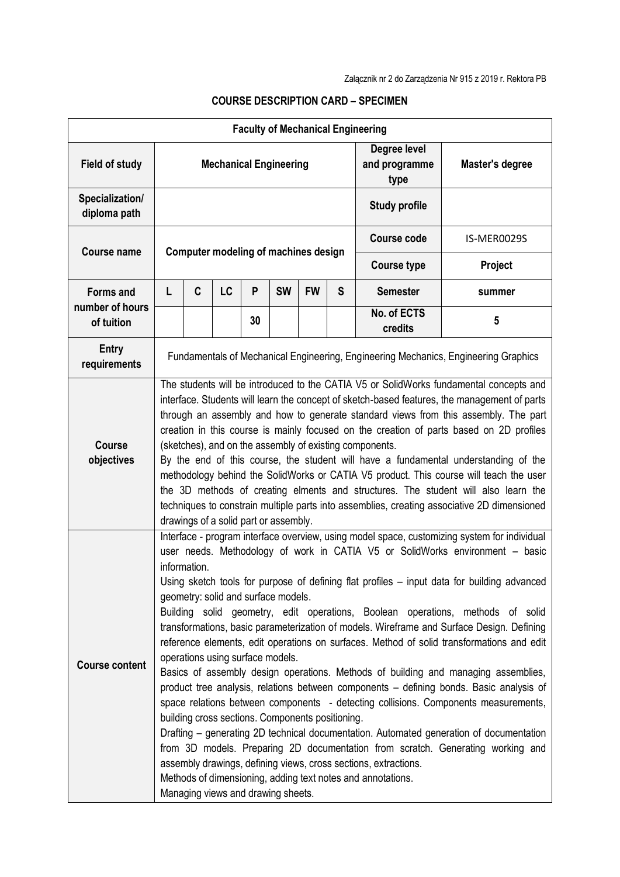Załącznik nr 2 do Zarządzenia Nr 915 z 2019 r. Rektora PB

**COURSE DESCRIPTION CARD – SPECIMEN**

| **Faculty of Mechanical Engineering** | | | | | | | | | |
|---|---|---|---|---|---|---|---|---|---|
| **Field of study** | **Mechanical Engineering** | | | | | | | **Degree level and programme type** | **Master's degree** |
| **Specialization/ diploma path** | | | | | | | | **Study profile** | |
| **Course name** | **Computer modeling of machines design** | | | | | | | **Course code** | IS-MER0029S |
| | | | | | | | | **Course type** | **Project** |
| **Forms and number of hours of tuition** | **L** | **C** | **LC** | **P** | **SW** | **FW** | **S** | **Semester** | **summer** |
| | | | | 30 | | | | **No. of ECTS credits** | **5** |
| **Entry requirements** | Fundamentals of Mechanical Engineering, Engineering Mechanics, Engineering Graphics | | | | | | | | |
| **Course objectives** | The students will be introduced to the CATIA V5 or SolidWorks fundamental concepts and interface. Students will learn the concept of sketch-based features, the management of parts through an assembly and how to generate standard views from this assembly. The part creation in this course is mainly focused on the creation of parts based on 2D profiles (sketches), and on the assembly of existing components.<br>By the end of this course, the student will have a fundamental understanding of the methodology behind the SolidWorks or CATIA V5 product. This course will teach the user the 3D methods of creating elments and structures. The student will also learn the techniques to constrain multiple parts into assemblies, creating associative 2D dimensioned drawings of a solid part or assembly. | | | | | | | | |
| **Course content** | Interface - program interface overview, using model space, customizing system for individual user needs. Methodology of work in CATIA V5 or SolidWorks environment – basic information.<br>Using sketch tools for purpose of defining flat profiles – input data for building advanced geometry: solid and surface models.<br>Building solid geometry, edit operations, Boolean operations, methods of solid transformations, basic parameterization of models. Wireframe and Surface Design. Defining reference elements, edit operations on surfaces. Method of solid transformations and edit operations using surface models.<br>Basics of assembly design operations. Methods of building and managing assemblies, product tree analysis, relations between components – defining bonds. Basic analysis of space relations between components - detecting collisions. Components measurements, building cross sections. Components positioning.<br>Drafting – generating 2D technical documentation. Automated generation of documentation from 3D models. Preparing 2D documentation from scratch. Generating working and assembly drawings, defining views, cross sections, extractions.<br>Methods of dimensioning, adding text notes and annotations.<br>Managing views and drawing sheets. | | | | | | | | |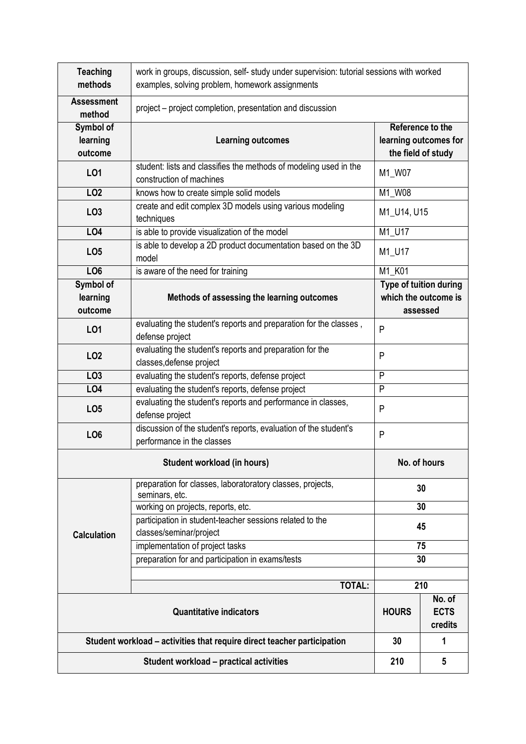| **Teaching methods** | work in groups, discussion, self- study under supervision: tutorial sessions with worked examples, solving problem, homework assignments | |
|---|---|---|
| **Assessment method** | project – project completion, presentation and discussion | |
| **Symbol of learning outcome** | **Learning outcomes** | **Reference to the learning outcomes for the field of study** |
| **LO1** | student: lists and classifies the methods of modeling used in the construction of machines | M1_W07 |
| **LO2** | knows how to create simple solid models | M1_W08 |
| **LO3** | create and edit complex 3D models using various modeling techniques | M1_U14, U15 |
| **LO4** | is able to provide visualization of the model | M1_U17 |
| **LO5** | is able to develop a 2D product documentation based on the 3D model | M1_U17 |
| **LO6** | is aware of the need for training | M1_K01 |
| **Symbol of learning outcome** | **Methods of assessing the learning outcomes** | **Type of tuition during which the outcome is assessed** |
| **LO1** | evaluating the student's reports and preparation for the classes , defense project | P |
| **LO2** | evaluating the student's reports and preparation for the classes,defense project | P |
| **LO3** | evaluating the student's reports, defense project | P |
| **LO4** | evaluating the student's reports, defense project | P |
| **LO5** | evaluating the student's reports and performance in classes, defense project | P |
| **LO6** | discussion of the student's reports, evaluation of the student's performance in the classes | P |

| **Student workload (in hours)** | | **No. of hours** | |
|---|---|---|---|
| **Calculation** | preparation for classes, laboratoratory classes, projects, seminars, etc. | 30 | |
| | working on projects, reports, etc. | 30 | |
| | participation in student-teacher sessions related to the classes/seminar/project | 45 | |
| | implementation of project tasks | 75 | |
| | preparation for and participation in exams/tests | 30 | |
| | | | |
| | **TOTAL:** | **210** | |
| **Quantitative indicators** | | **HOURS** | **No. of ECTS credits** |
| **Student workload – activities that require direct teacher participation** | | **30** | **1** |
| **Student workload – practical activities** | | **210** | **5** |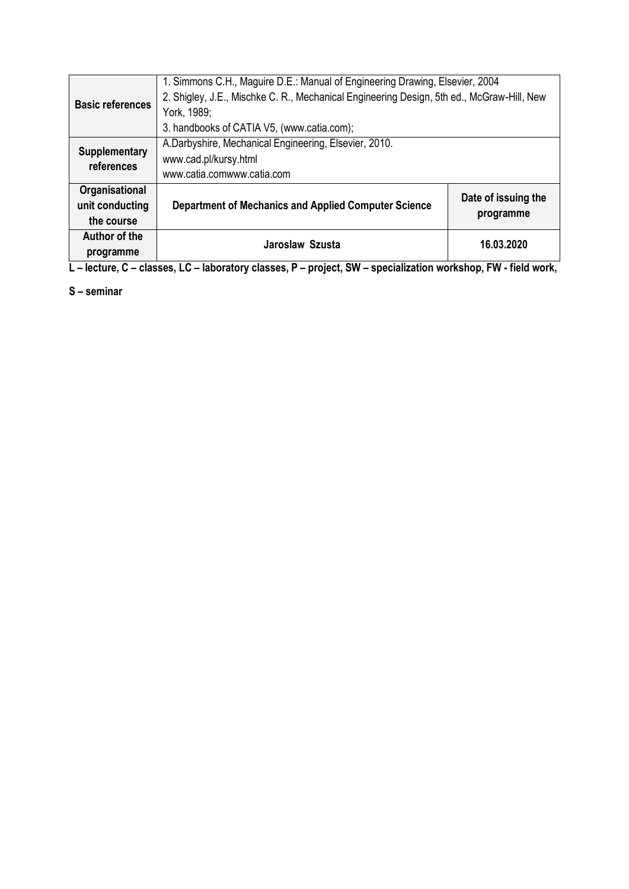| | | |
|---|---|---|
| **Basic references** | 1. Simmons C.H., Maguire D.E.: Manual of Engineering Drawing, Elsevier, 2004<br>2. Shigley, J.E., Mischke C. R., Mechanical Engineering Design, 5th ed., McGraw-Hill, New York, 1989;<br>3. handbooks of CATIA V5, (www.catia.com); | |
| **Supplementary references** | A.Darbyshire, Mechanical Engineering, Elsevier, 2010.<br>www.cad.pl/kursy.html<br>www.catia.comwww.catia.com | |
| **Organisational unit conducting the course** | **Department of Mechanics and Applied Computer Science** | **Date of issuing the programme** |
| **Author of the programme** | **Jaroslaw Szusta** | **16.03.2020** |

**L – lecture, C – classes, LC – laboratory classes, P – project, SW – specialization workshop, FW - field work, S – seminar**